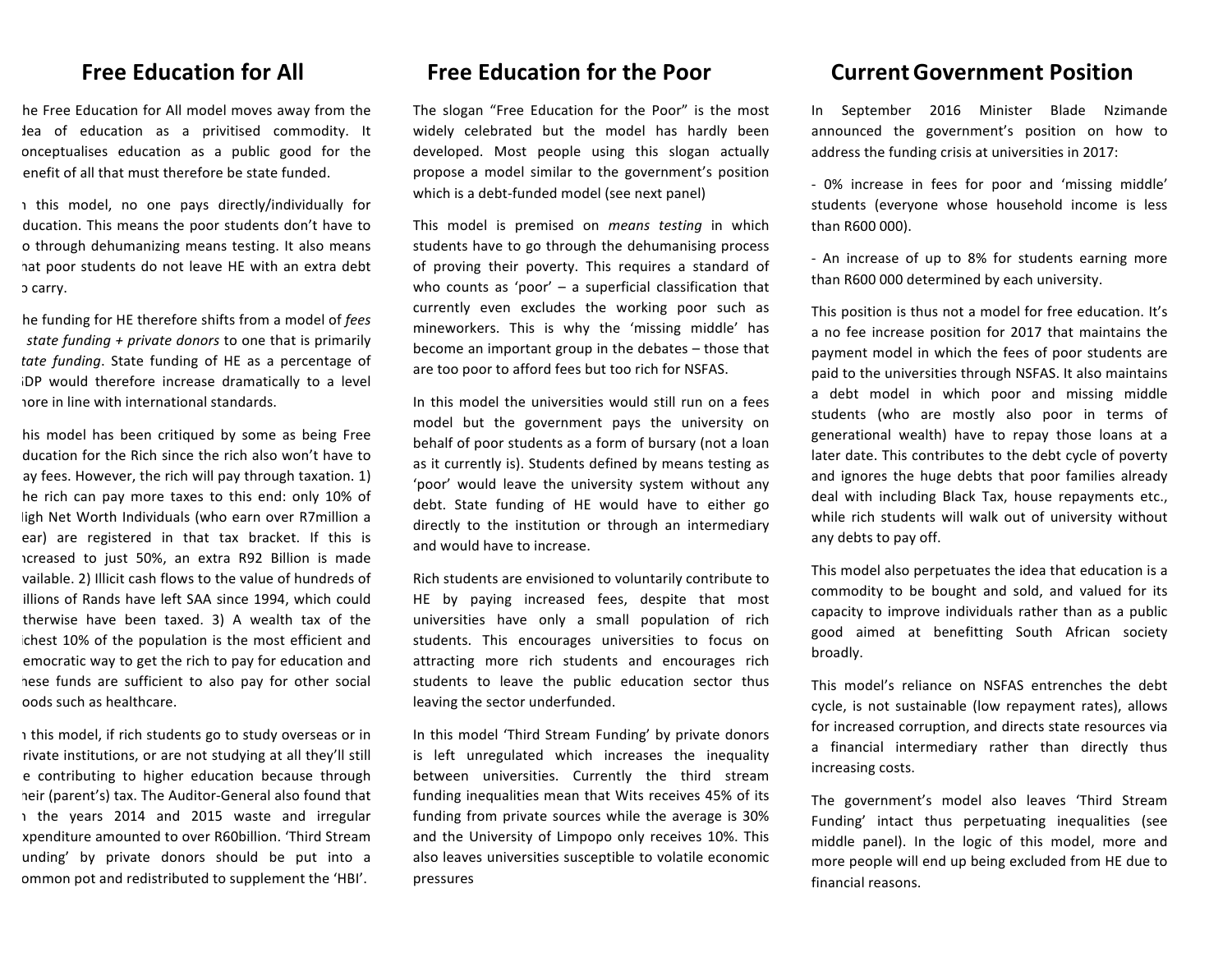## Free Education for All

he Free Education for All model moves away from the dea of education as a privitised commodity. It onceptualises education as a public good for the enefit of all that must therefore be state funded.

n this model, no one pays directly/individually for ducation. This means the poor students don't have to o through dehumanizing means testing. It also means hat poor students do not leave HE with an extra debt o carry.

he funding for HE therefore shifts from a model of *fees state funding + private donors* to one that is primarily *tate funding*. State funding of HE as a percentage of DP would therefore increase dramatically to a level nore in line with international standards.

his model has been critiqued by some as being Free ducation for the Rich since the rich also won't have to ay fees. However, the rich will pay through taxation. 1) he rich can pay more taxes to this end: only 10% of ligh Net Worth Individuals (who earn over R7million a ear) are registered in that tax bracket. If this is ncreased to just 50%, an extra R92 Billion is made vailable. 2) Illicit cash flows to the value of hundreds of illions of Rands have left SAA since 1994, which could therwise have been taxed. 3) A wealth tax of the ichest 10% of the population is the most efficient and emocratic way to get the rich to pay for education and hese funds are sufficient to also pay for other social oods such as healthcare.

n this model, if rich students go to study overseas or in rivate institutions, or are not studying at all they'll still e contributing to higher education because through heir (parent's) tax. The Auditor-General also found that n the years 2014 and 2015 waste and irregular xpenditure amounted to over R60billion. 'Third Stream unding' by private donors should be put into a ommon pot and redistributed to supplement the 'HBI'.

## Free Education for the Poor

The slogan "Free Education for the Poor" is the most widely celebrated but the model has hardly been developed. Most people using this slogan actually propose a model similar to the government's position which is a debt-funded model (see next panel)

This model is premised on *means testing* in which students have to go through the dehumanising process of proving their poverty. This requires a standard of who counts as 'poor' – a superficial classification that currently even excludes the working poor such as mineworkers. This is why the 'missing middle' has become an important group in the debates – those that are too poor to afford fees but too rich for NSFAS.

In this model the universities would still run on a fees model but the government pays the university on behalf of poor students as a form of bursary (not a loan as it currently is). Students defined by means testing as 'poor' would leave the university system without any debt. State funding of HE would have to either go directly to the institution or through an intermediary and would have to increase.

Rich students are envisioned to voluntarily contribute to HE by paying increased fees, despite that most universities have only a small population of rich students. This encourages universities to focus on attracting more rich students and encourages rich students to leave the public education sector thus leaving the sector underfunded.

In this model 'Third Stream Funding' by private donors is left unregulated which increases the inequality between universities. Currently the third stream funding inequalities mean that Wits receives 45% of its funding from private sources while the average is 30% and the University of Limpopo only receives 10%. This also leaves universities susceptible to volatile economic pressures

## Current Government Position

In September 2016 Minister Blade Nzimande announced the government's position on how to address the funding crisis at universities in 2017:

- 0% increase in fees for poor and 'missing middle' students (everyone whose household income is less than R600 000).
- An increase of up to 8% for students earning more than R600 000 determined by each university.

This position is thus not a model for free education. It's a no fee increase position for 2017 that maintains the payment model in which the fees of poor students are paid to the universities through NSFAS. It also maintains a debt model in which poor and missing middle students (who are mostly also poor in terms of generational wealth) have to repay those loans at a later date. This contributes to the debt cycle of poverty and ignores the huge debts that poor families already deal with including Black Tax, house repayments etc., while rich students will walk out of university without any debts to pay off.

This model also perpetuates the idea that education is a commodity to be bought and sold, and valued for its capacity to improve individuals rather than as a public good aimed at benefitting South African society broadly.

This model's reliance on NSFAS entrenches the debt cycle, is not sustainable (low repayment rates), allows for increased corruption, and directs state resources via a financial intermediary rather than directly thus increasing costs.

The government's model also leaves 'Third Stream Funding' intact thus perpetuating inequalities (see middle panel). In the logic of this model, more and more people will end up being excluded from HE due to financial reasons.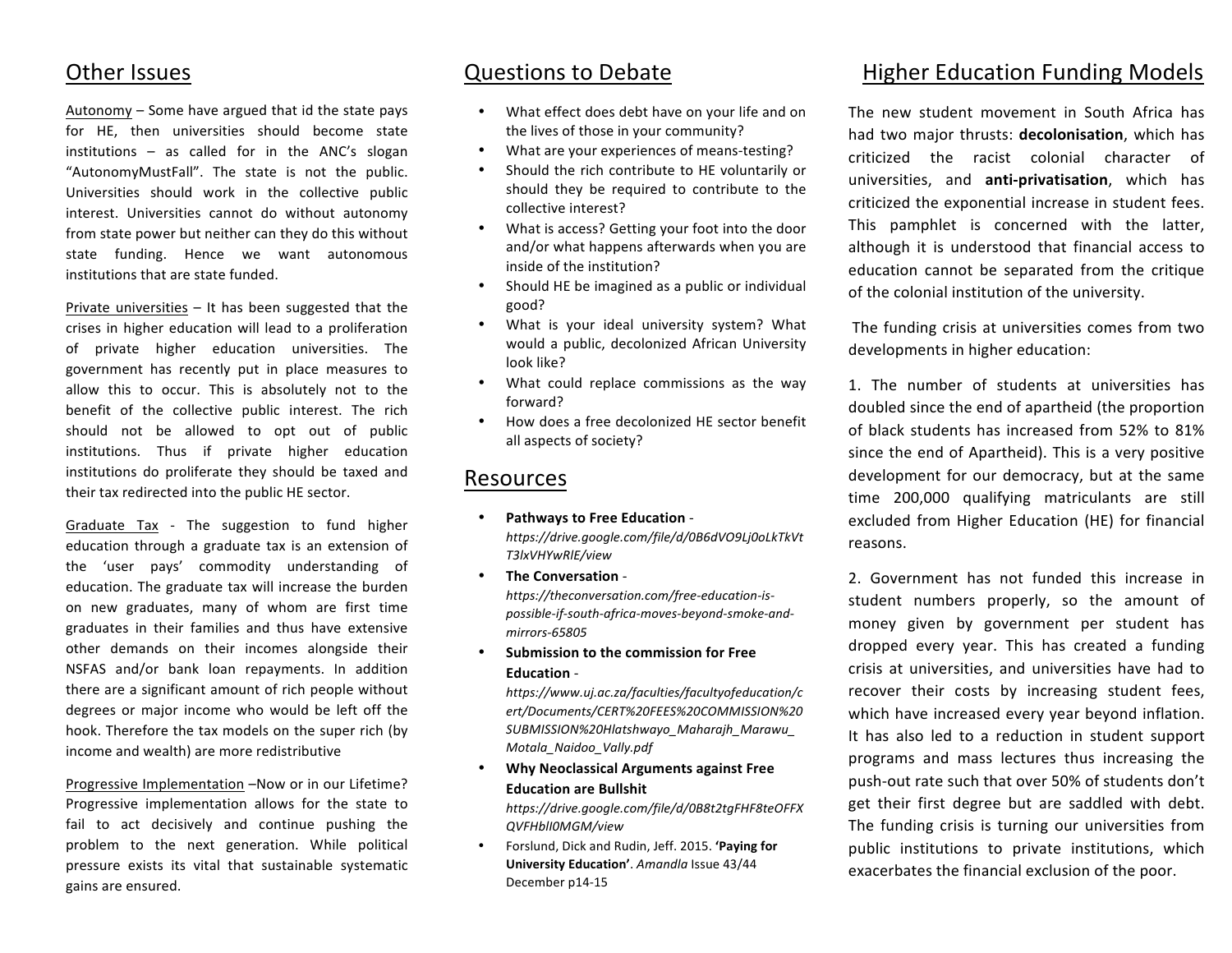## Other Issues

Autonomy – Some have argued that id the state pays for HE, then universities should become state institutions – as called for in the ANC's slogan "AutonomyMustFall". The state is not the public. Universities should work in the collective public interest. Universities cannot do without autonomy from state power but neither can they do this without state funding. Hence we want autonomous institutions that are state funded.

Private universities – It has been suggested that the crises in higher education will lead to a proliferation of private higher education universities. The government has recently put in place measures to allow this to occur. This is absolutely not to the benefit of the collective public interest. The rich should not be allowed to opt out of public institutions. Thus if private higher education institutions do proliferate they should be taxed and their tax redirected into the public HE sector.

Graduate Tax - The suggestion to fund higher education through a graduate tax is an extension of the 'user pays' commodity understanding of education. The graduate tax will increase the burden on new graduates, many of whom are first time graduates in their families and thus have extensive other demands on their incomes alongside their NSFAS and/or bank loan repayments. In addition there are a significant amount of rich people without degrees or major income who would be left off the hook. Therefore the tax models on the super rich (by income and wealth) are more redistributive

Progressive Implementation –Now or in our Lifetime? Progressive implementation allows for the state to fail to act decisively and continue pushing the problem to the next generation. While political pressure exists its vital that sustainable systematic gains are ensured.

## Questions to Debate

- What effect does debt have on your life and on the lives of those in your community?
- What are your experiences of means-testing?
- Should the rich contribute to HE voluntarily or should they be required to contribute to the collective interest?
- What is access? Getting your foot into the door and/or what happens afterwards when you are inside of the institution?
- Should HE be imagined as a public or individual good?
- What is your ideal university system? What would a public, decolonized African University look like?
- What could replace commissions as the way forward?
- How does a free decolonized HE sector benefit all aspects of society?

## Resources

- **Pathways to Free Education** - *https://drive.google.com/file/d/0B6dVO9Lj0oLkTkVtT3lxVHYwRlE/view*
- **The Conversation** - *https://theconversation.com/free-education-is-possible-if-south-africa-moves-beyond-smoke-and-mirrors-65805*
- **Submission to the commission for Free Education** - *https://www.uj.ac.za/faculties/facultyofeducation/cert/Documents/CERT%20FEES%20COMMISSION%20SUBMISSION%20Hlatshwayo_Maharajh_Marawu_Motala_Naidoo_Vally.pdf*
- **Why Neoclassical Arguments against Free Education are Bullshit** *https://drive.google.com/file/d/0B8t2tgFHF8teOFFXQVFHblI0MGM/view*
- Forslund, Dick and Rudin, Jeff. 2015. **'Paying for University Education'**. *Amandla* Issue 43/44 December p14-15

## Higher Education Funding Models

The new student movement in South Africa has had two major thrusts: **decolonisation**, which has criticized the racist colonial character of universities, and **anti-privatisation**, which has criticized the exponential increase in student fees. This pamphlet is concerned with the latter, although it is understood that financial access to education cannot be separated from the critique of the colonial institution of the university.

The funding crisis at universities comes from two developments in higher education:

1. The number of students at universities has doubled since the end of apartheid (the proportion of black students has increased from 52% to 81% since the end of Apartheid). This is a very positive development for our democracy, but at the same time 200,000 qualifying matriculants are still excluded from Higher Education (HE) for financial reasons.

2. Government has not funded this increase in student numbers properly, so the amount of money given by government per student has dropped every year. This has created a funding crisis at universities, and universities have had to recover their costs by increasing student fees, which have increased every year beyond inflation. It has also led to a reduction in student support programs and mass lectures thus increasing the push-out rate such that over 50% of students don't get their first degree but are saddled with debt. The funding crisis is turning our universities from public institutions to private institutions, which exacerbates the financial exclusion of the poor.